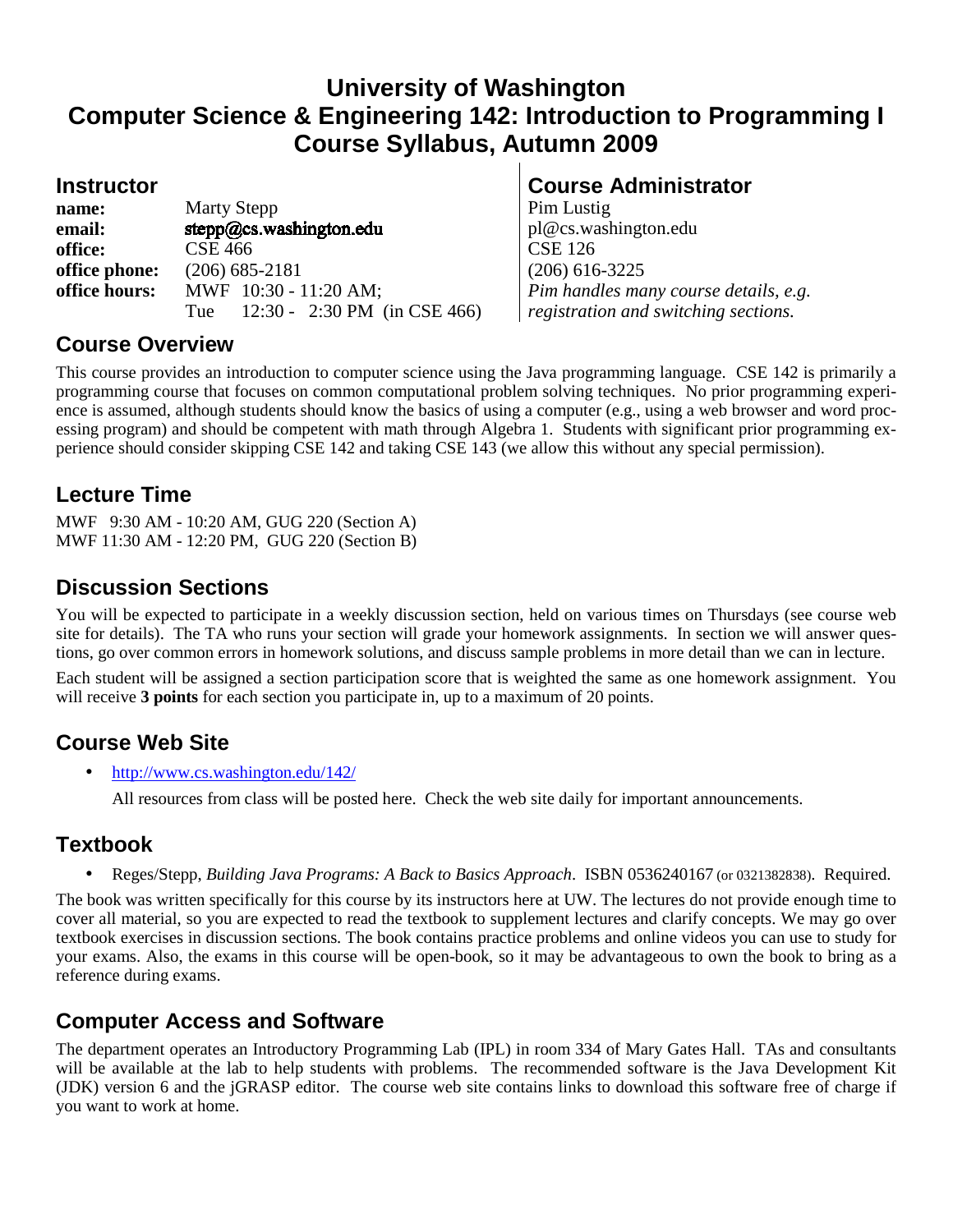# University of Washington
# Computer Science & Engineering 142: Introduction to Programming I
# Course Syllabus, Autumn 2009

## Instructor

| | |
|---|---|
| **name:** | Marty Stepp |
| **email:** | stepp@cs.washington.edu |
| **office:** | CSE 466 |
| **office phone:** | (206) 685-2181 |
| **office hours:** | MWF 10:30 - 11:20 AM; |
| | Tue 12:30 - 2:30 PM (in CSE 466) |

## Course Administrator

Pim Lustig
pl@cs.washington.edu
CSE 126
(206) 616-3225
*Pim handles many course details, e.g. registration and switching sections.*

## Course Overview

This course provides an introduction to computer science using the Java programming language. CSE 142 is primarily a programming course that focuses on common computational problem solving techniques. No prior programming experience is assumed, although students should know the basics of using a computer (e.g., using a web browser and word processing program) and should be competent with math through Algebra 1. Students with significant prior programming experience should consider skipping CSE 142 and taking CSE 143 (we allow this without any special permission).

## Lecture Time

MWF 9:30 AM - 10:20 AM, GUG 220 (Section A)
MWF 11:30 AM - 12:20 PM, GUG 220 (Section B)

## Discussion Sections

You will be expected to participate in a weekly discussion section, held on various times on Thursdays (see course web site for details). The TA who runs your section will grade your homework assignments. In section we will answer questions, go over common errors in homework solutions, and discuss sample problems in more detail than we can in lecture.

Each student will be assigned a section participation score that is weighted the same as one homework assignment. You will receive **3 points** for each section you participate in, up to a maximum of 20 points.

## Course Web Site

- http://www.cs.washington.edu/142/

  All resources from class will be posted here. Check the web site daily for important announcements.

## Textbook

- Reges/Stepp, *Building Java Programs: A Back to Basics Approach*. ISBN 0536240167 (or 0321382838). Required.

The book was written specifically for this course by its instructors here at UW. The lectures do not provide enough time to cover all material, so you are expected to read the textbook to supplement lectures and clarify concepts. We may go over textbook exercises in discussion sections. The book contains practice problems and online videos you can use to study for your exams. Also, the exams in this course will be open-book, so it may be advantageous to own the book to bring as a reference during exams.

## Computer Access and Software

The department operates an Introductory Programming Lab (IPL) in room 334 of Mary Gates Hall. TAs and consultants will be available at the lab to help students with problems. The recommended software is the Java Development Kit (JDK) version 6 and the jGRASP editor. The course web site contains links to download this software free of charge if you want to work at home.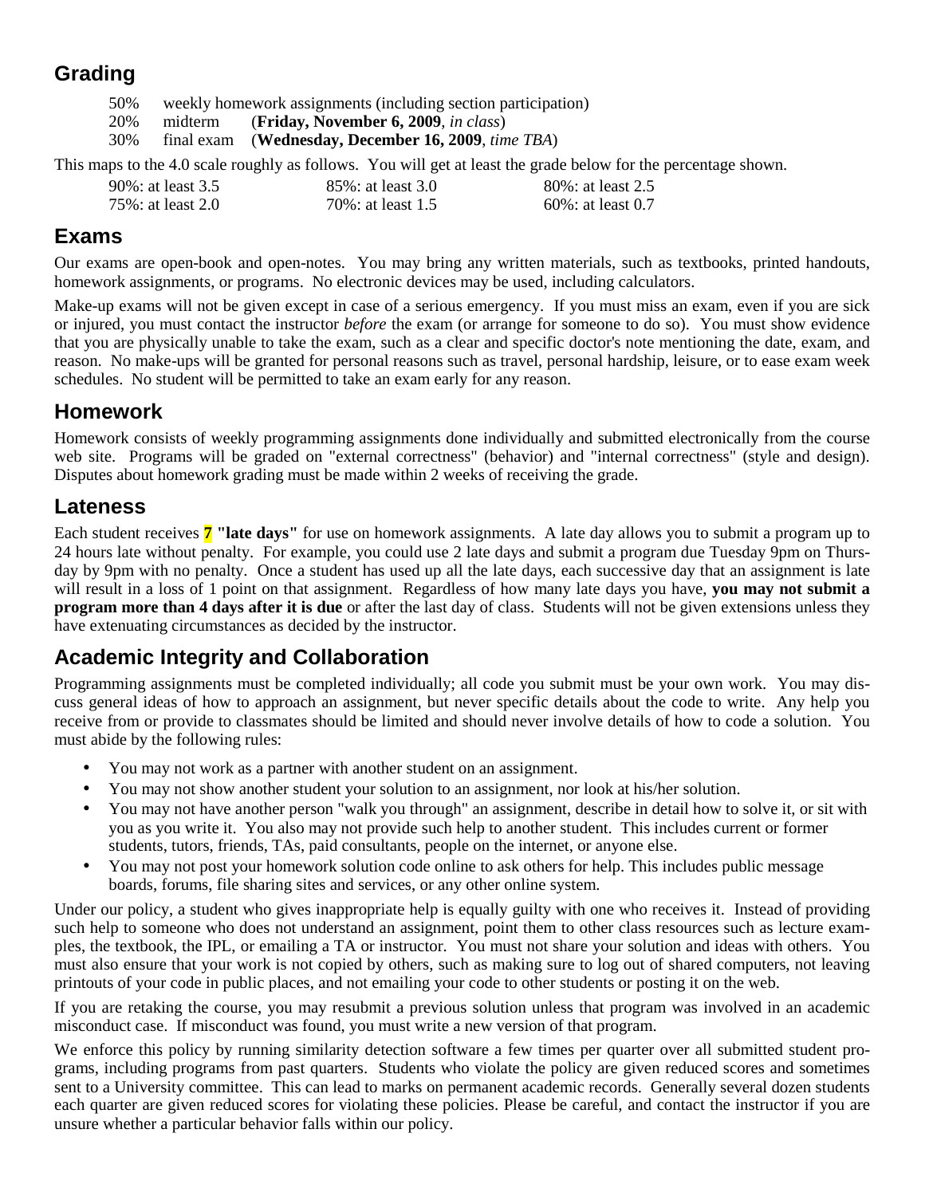## Grading

| | | |
|---|---|---|
| 50% | weekly homework assignments (including section participation) | |
| 20% | midterm | (**Friday, November 6, 2009**, *in class*) |
| 30% | final exam | (**Wednesday, December 16, 2009**, *time TBA*) |

This maps to the 4.0 scale roughly as follows. You will get at least the grade below for the percentage shown.

| | | |
|---|---|---|
| 90%: at least 3.5 | 85%: at least 3.0 | 80%: at least 2.5 |
| 75%: at least 2.0 | 70%: at least 1.5 | 60%: at least 0.7 |

## Exams

Our exams are open-book and open-notes. You may bring any written materials, such as textbooks, printed handouts, homework assignments, or programs. No electronic devices may be used, including calculators.

Make-up exams will not be given except in case of a serious emergency. If you must miss an exam, even if you are sick or injured, you must contact the instructor *before* the exam (or arrange for someone to do so). You must show evidence that you are physically unable to take the exam, such as a clear and specific doctor's note mentioning the date, exam, and reason. No make-ups will be granted for personal reasons such as travel, personal hardship, leisure, or to ease exam week schedules. No student will be permitted to take an exam early for any reason.

## Homework

Homework consists of weekly programming assignments done individually and submitted electronically from the course web site. Programs will be graded on "external correctness" (behavior) and "internal correctness" (style and design). Disputes about homework grading must be made within 2 weeks of receiving the grade.

## Lateness

Each student receives **7 "late days"** for use on homework assignments. A late day allows you to submit a program up to 24 hours late without penalty. For example, you could use 2 late days and submit a program due Tuesday 9pm on Thursday by 9pm with no penalty. Once a student has used up all the late days, each successive day that an assignment is late will result in a loss of 1 point on that assignment. Regardless of how many late days you have, **you may not submit a program more than 4 days after it is due** or after the last day of class. Students will not be given extensions unless they have extenuating circumstances as decided by the instructor.

## Academic Integrity and Collaboration

Programming assignments must be completed individually; all code you submit must be your own work. You may discuss general ideas of how to approach an assignment, but never specific details about the code to write. Any help you receive from or provide to classmates should be limited and should never involve details of how to code a solution. You must abide by the following rules:

- You may not work as a partner with another student on an assignment.
- You may not show another student your solution to an assignment, nor look at his/her solution.
- You may not have another person "walk you through" an assignment, describe in detail how to solve it, or sit with you as you write it. You also may not provide such help to another student. This includes current or former students, tutors, friends, TAs, paid consultants, people on the internet, or anyone else.
- You may not post your homework solution code online to ask others for help. This includes public message boards, forums, file sharing sites and services, or any other online system.

Under our policy, a student who gives inappropriate help is equally guilty with one who receives it. Instead of providing such help to someone who does not understand an assignment, point them to other class resources such as lecture examples, the textbook, the IPL, or emailing a TA or instructor. You must not share your solution and ideas with others. You must also ensure that your work is not copied by others, such as making sure to log out of shared computers, not leaving printouts of your code in public places, and not emailing your code to other students or posting it on the web.

If you are retaking the course, you may resubmit a previous solution unless that program was involved in an academic misconduct case. If misconduct was found, you must write a new version of that program.

We enforce this policy by running similarity detection software a few times per quarter over all submitted student programs, including programs from past quarters. Students who violate the policy are given reduced scores and sometimes sent to a University committee. This can lead to marks on permanent academic records. Generally several dozen students each quarter are given reduced scores for violating these policies. Please be careful, and contact the instructor if you are unsure whether a particular behavior falls within our policy.